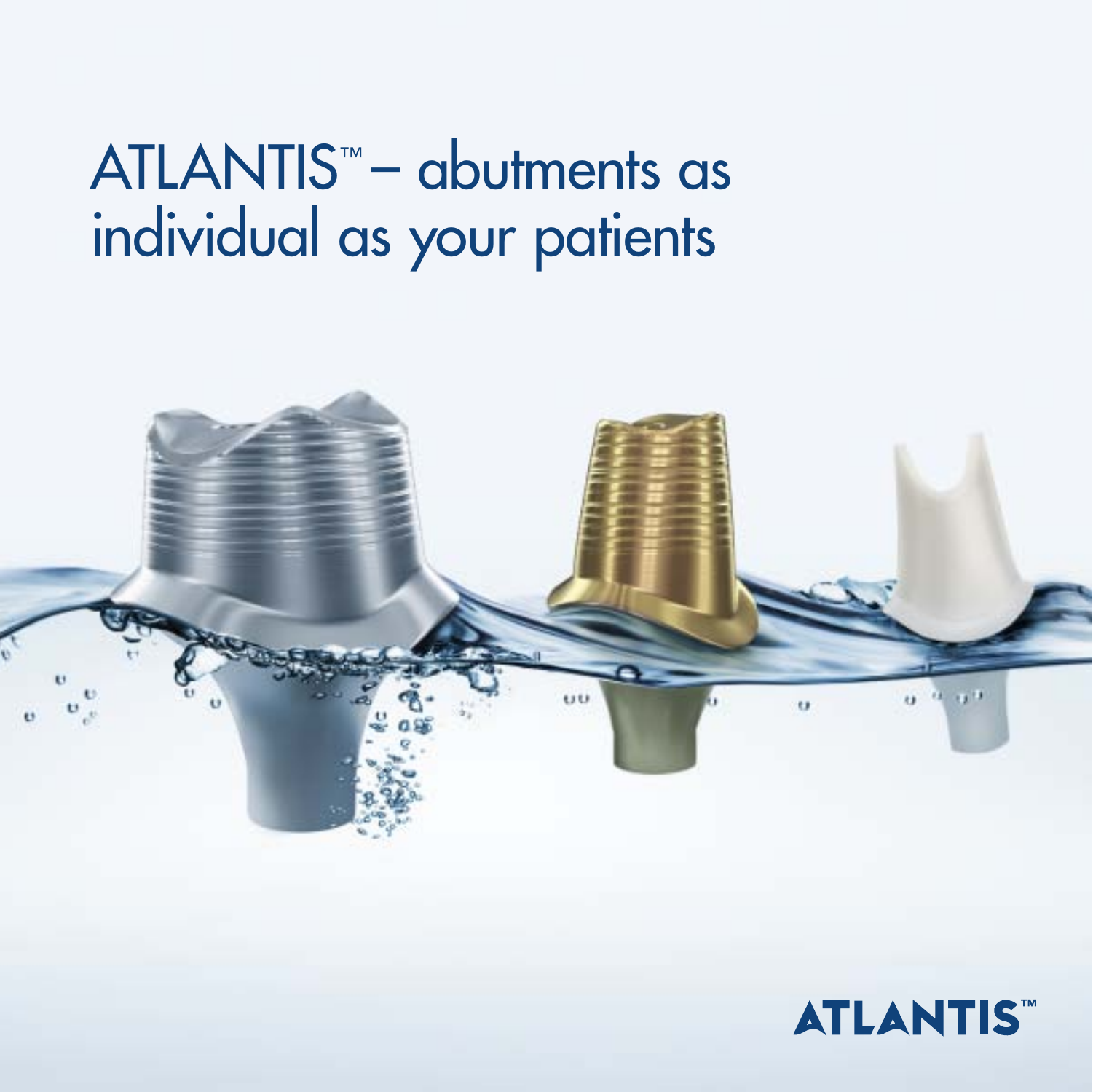# ATLANTIS™ – abutments as individual as your patients

ATLANTIS™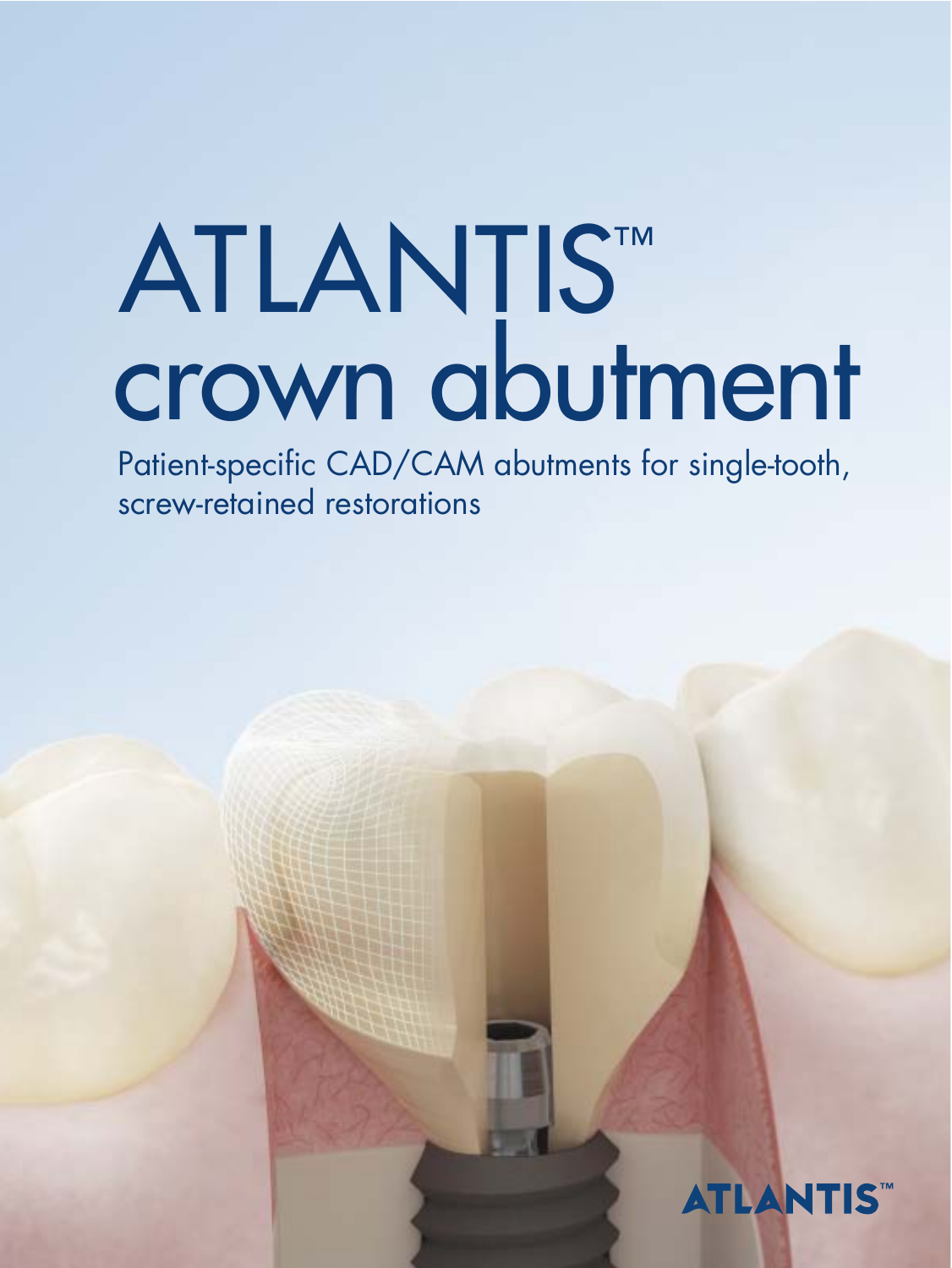# ATLANTIS™ crown abutment

Patient-specific CAD/CAM abutments for single-tooth, screw-retained restorations

ATLANTIS™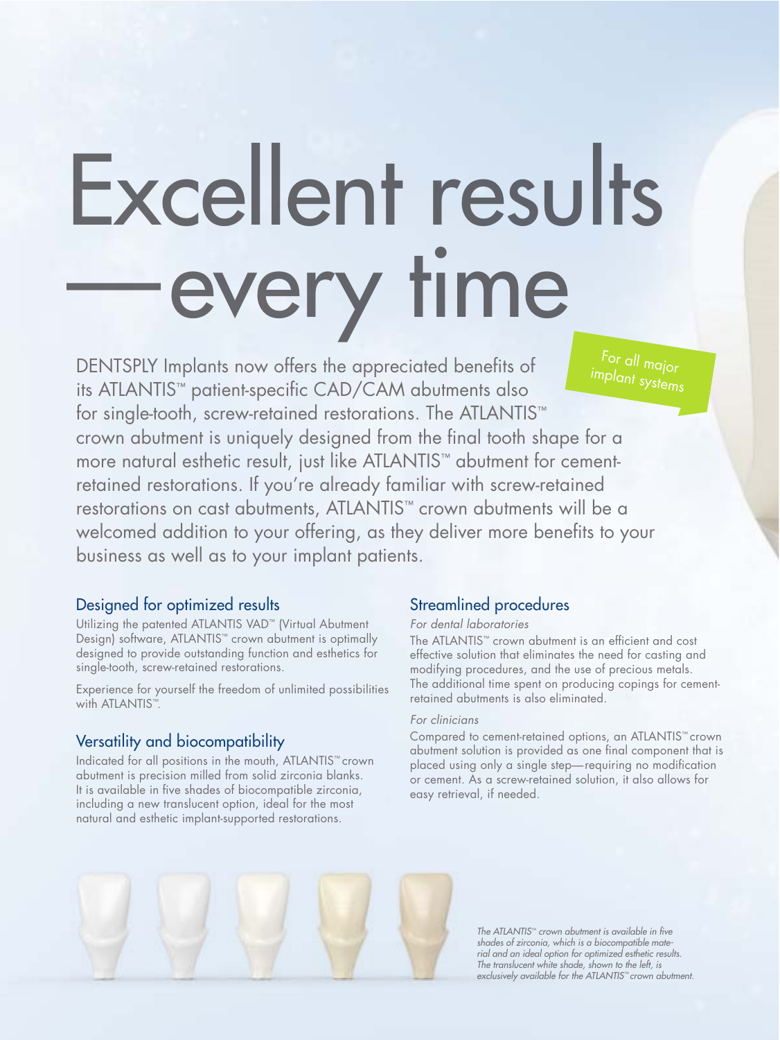# Excellent results —every time

For all major implant systems

DENTSPLY Implants now offers the appreciated benefits of its ATLANTIS™ patient-specific CAD/CAM abutments also for single-tooth, screw-retained restorations. The ATLANTIS™ crown abutment is uniquely designed from the final tooth shape for a more natural esthetic result, just like ATLANTIS™ abutment for cement-retained restorations. If you're already familiar with screw-retained restorations on cast abutments, ATLANTIS™ crown abutments will be a welcomed addition to your offering, as they deliver more benefits to your business as well as to your implant patients.

## Designed for optimized results

Utilizing the patented ATLANTIS VAD™ (Virtual Abutment Design) software, ATLANTIS™ crown abutment is optimally designed to provide outstanding function and esthetics for single-tooth, screw-retained restorations.

Experience for yourself the freedom of unlimited possibilities with ATLANTIS™.

## Versatility and biocompatibility

Indicated for all positions in the mouth, ATLANTIS™ crown abutment is precision milled from solid zirconia blanks. It is available in five shades of biocompatible zirconia, including a new translucent option, ideal for the most natural and esthetic implant-supported restorations.

## Streamlined procedures

*For dental laboratories*

The ATLANTIS™ crown abutment is an efficient and cost effective solution that eliminates the need for casting and modifying procedures, and the use of precious metals. The additional time spent on producing copings for cement-retained abutments is also eliminated.

*For clinicians*

Compared to cement-retained options, an ATLANTIS™ crown abutment solution is provided as one final component that is placed using only a single step—requiring no modification or cement. As a screw-retained solution, it also allows for easy retrieval, if needed.

*The ATLANTIS™ crown abutment is available in five shades of zirconia, which is a biocompatible material and an ideal option for optimized esthetic results. The translucent white shade, shown to the left, is exclusively available for the ATLANTIS™ crown abutment.*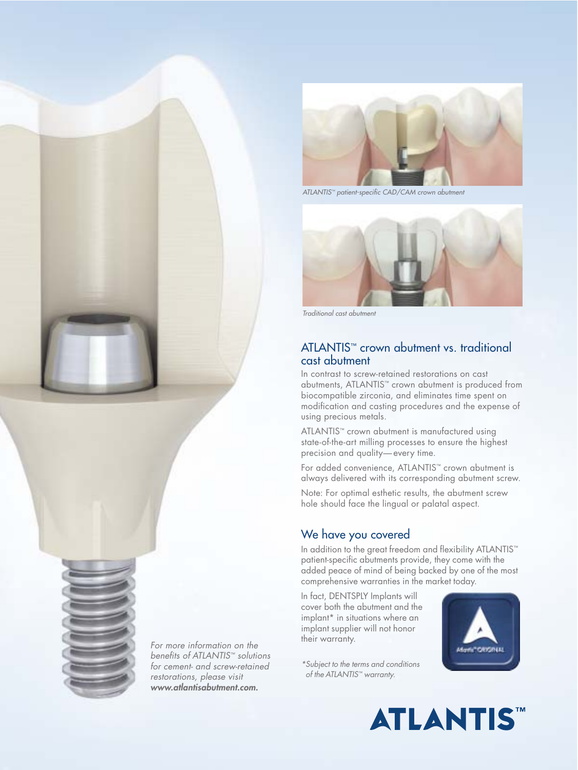*ATLANTIS™ patient-specific CAD/CAM crown abutment*

*Traditional cast abutment*

## ATLANTIS™ crown abutment vs. traditional cast abutment

In contrast to screw-retained restorations on cast abutments, ATLANTIS™ crown abutment is produced from biocompatible zirconia, and eliminates time spent on modification and casting procedures and the expense of using precious metals.

ATLANTIS™ crown abutment is manufactured using state-of-the-art milling processes to ensure the highest precision and quality—every time.

For added convenience, ATLANTIS™ crown abutment is always delivered with its corresponding abutment screw.

Note: For optimal esthetic results, the abutment screw hole should face the lingual or palatal aspect.

## We have you covered

In addition to the great freedom and flexibility ATLANTIS™ patient-specific abutments provide, they come with the added peace of mind of being backed by one of the most comprehensive warranties in the market today.

In fact, DENTSPLY Implants will cover both the abutment and the implant* in situations where an implant supplier will not honor their warranty.

*\*Subject to the terms and conditions of the ATLANTIS™ warranty.*

*For more information on the benefits of ATLANTIS™ solutions for cement- and screw-retained restorations, please visit* ***www.atlantisabutment.com.***

**ATLANTIS™**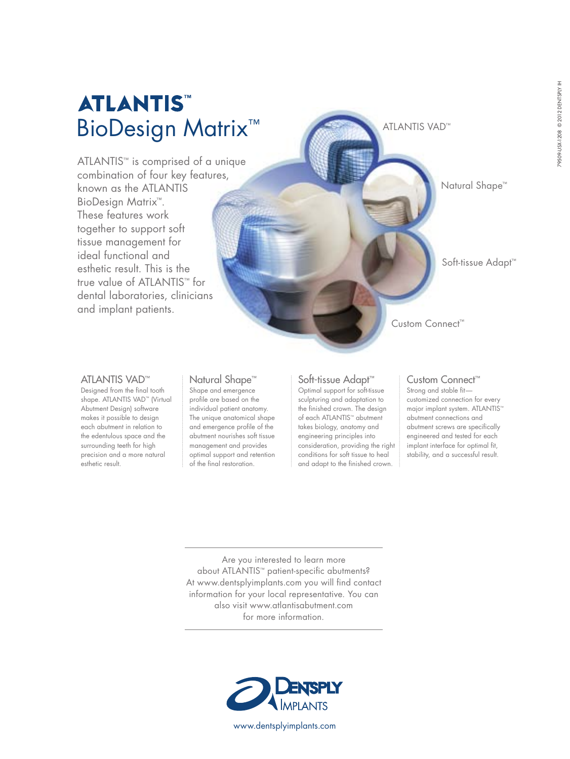# ATLANTIS™ BioDesign Matrix™

ATLANTIS™ is comprised of a unique combination of four key features, known as the ATLANTIS BioDesign Matrix™. These features work together to support soft tissue management for ideal functional and esthetic result. This is the true value of ATLANTIS™ for dental laboratories, clinicians and implant patients.

ATLANTIS VAD™

Natural Shape™

Soft-tissue Adapt™

Custom Connect™

### ATLANTIS VAD™

Designed from the final tooth shape. ATLANTIS VAD™ (Virtual Abutment Design) software makes it possible to design each abutment in relation to the edentulous space and the surrounding teeth for high precision and a more natural esthetic result.

### Natural Shape™

Shape and emergence profile are based on the individual patient anatomy. The unique anatomical shape and emergence profile of the abutment nourishes soft tissue management and provides optimal support and retention of the final restoration.

### Soft-tissue Adapt™

Optimal support for soft-tissue sculpturing and adaptation to the finished crown. The design of each ATLANTIS™ abutment takes biology, anatomy and engineering principles into consideration, providing the right conditions for soft tissue to heal and adapt to the finished crown.

### Custom Connect™

Strong and stable fit—customized connection for every major implant system. ATLANTIS™ abutment connections and abutment screws are specifically engineered and tested for each implant interface for optimal fit, stability, and a successful result.

---

Are you interested to learn more about ATLANTIS™ patient-specific abutments? At www.dentsplyimplants.com you will find contact information for your local representative. You can also visit www.atlantisabutment.com for more information.

---

DENTSPLY IMPLANTS

www.dentsplyimplants.com

79509-USX-1208 © 2012 DENTSPLY IH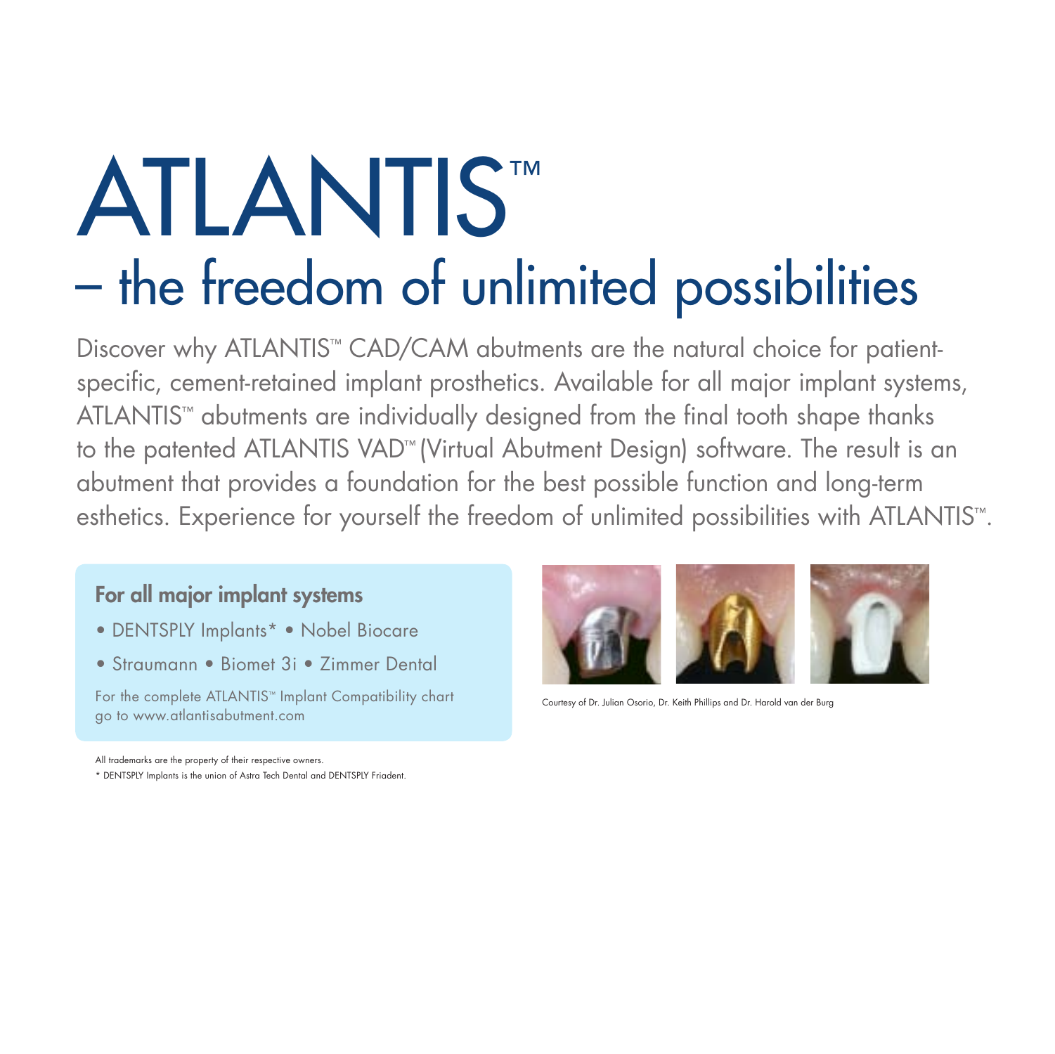# ATLANTIS™

## – the freedom of unlimited possibilities

Discover why ATLANTIS™ CAD/CAM abutments are the natural choice for patient-specific, cement-retained implant prosthetics. Available for all major implant systems, ATLANTIS™ abutments are individually designed from the final tooth shape thanks to the patented ATLANTIS VAD™ (Virtual Abutment Design) software. The result is an abutment that provides a foundation for the best possible function and long-term esthetics. Experience for yourself the freedom of unlimited possibilities with ATLANTIS™.

**For all major implant systems**

- DENTSPLY Implants* • Nobel Biocare
- Straumann • Biomet 3i • Zimmer Dental

For the complete ATLANTIS™ Implant Compatibility chart go to www.atlantisabutment.com

Courtesy of Dr. Julian Osorio, Dr. Keith Phillips and Dr. Harold van der Burg

All trademarks are the property of their respective owners.

* DENTSPLY Implants is the union of Astra Tech Dental and DENTSPLY Friadent.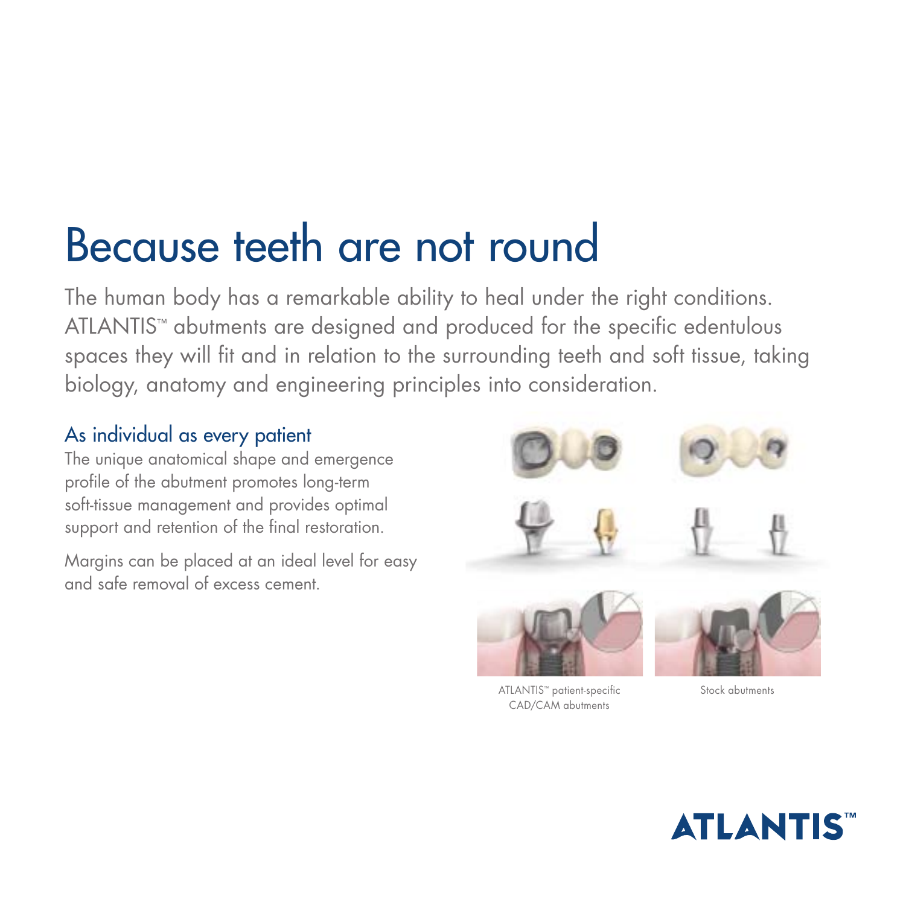# Because teeth are not round

The human body has a remarkable ability to heal under the right conditions. ATLANTIS™ abutments are designed and produced for the specific edentulous spaces they will fit and in relation to the surrounding teeth and soft tissue, taking biology, anatomy and engineering principles into consideration.

## As individual as every patient

The unique anatomical shape and emergence profile of the abutment promotes long-term soft-tissue management and provides optimal support and retention of the final restoration.

Margins can be placed at an ideal level for easy and safe removal of excess cement.

ATLANTIS™ patient-specific CAD/CAM abutments

Stock abutments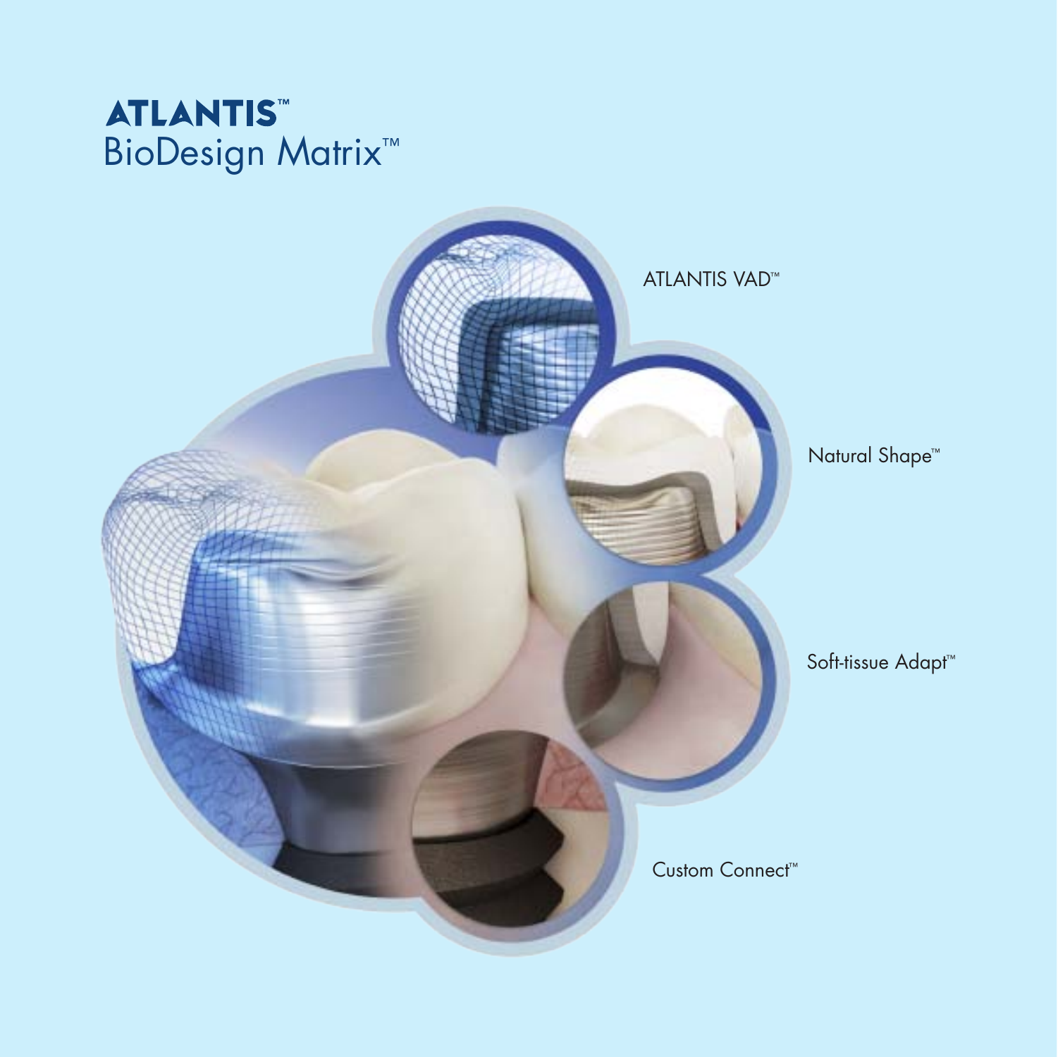# ATLANTIS™ BioDesign Matrix™

ATLANTIS VAD™

Natural Shape™

Soft-tissue Adapt™

Custom Connect™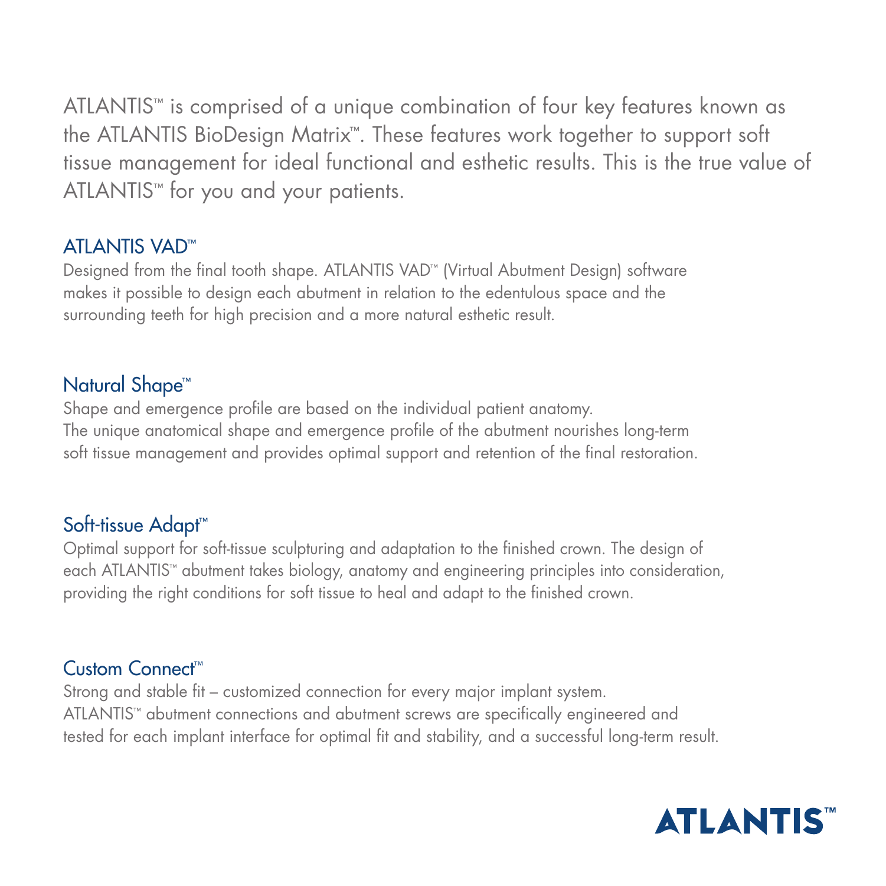ATLANTIS™ is comprised of a unique combination of four key features known as the ATLANTIS BioDesign Matrix™. These features work together to support soft tissue management for ideal functional and esthetic results. This is the true value of ATLANTIS™ for you and your patients.

## ATLANTIS VAD™

Designed from the final tooth shape. ATLANTIS VAD™ (Virtual Abutment Design) software makes it possible to design each abutment in relation to the edentulous space and the surrounding teeth for high precision and a more natural esthetic result.

## Natural Shape™

Shape and emergence profile are based on the individual patient anatomy.
The unique anatomical shape and emergence profile of the abutment nourishes long-term soft tissue management and provides optimal support and retention of the final restoration.

## Soft-tissue Adapt™

Optimal support for soft-tissue sculpturing and adaptation to the finished crown. The design of each ATLANTIS™ abutment takes biology, anatomy and engineering principles into consideration, providing the right conditions for soft tissue to heal and adapt to the finished crown.

## Custom Connect™

Strong and stable fit – customized connection for every major implant system.
ATLANTIS™ abutment connections and abutment screws are specifically engineered and tested for each implant interface for optimal fit and stability, and a successful long-term result.

ATLANTIS™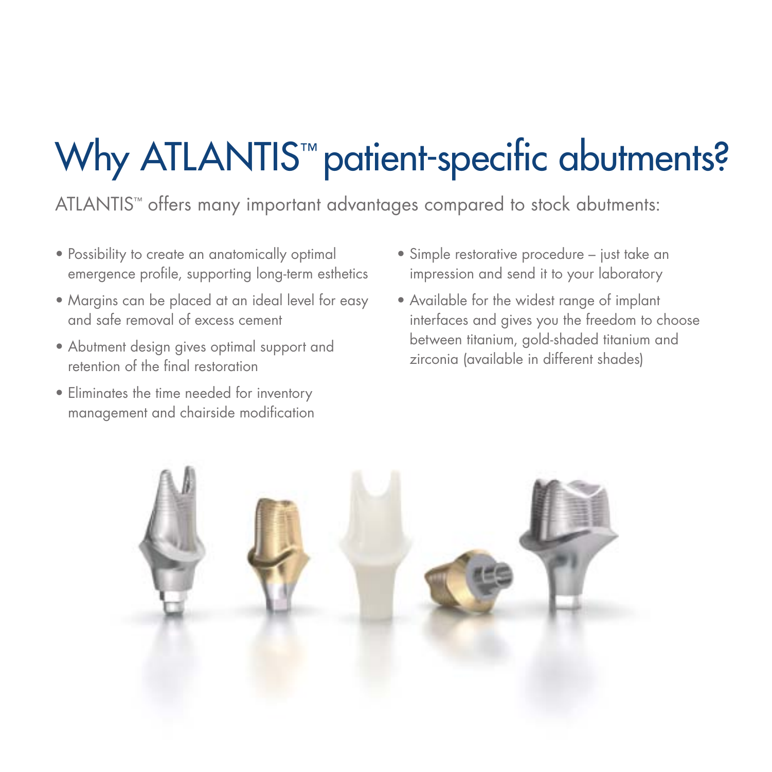# Why ATLANTIS™ patient-specific abutments?

ATLANTIS™ offers many important advantages compared to stock abutments:

- Possibility to create an anatomically optimal emergence profile, supporting long-term esthetics
- Margins can be placed at an ideal level for easy and safe removal of excess cement
- Abutment design gives optimal support and retention of the final restoration
- Eliminates the time needed for inventory management and chairside modification
- Simple restorative procedure – just take an impression and send it to your laboratory
- Available for the widest range of implant interfaces and gives you the freedom to choose between titanium, gold-shaded titanium and zirconia (available in different shades)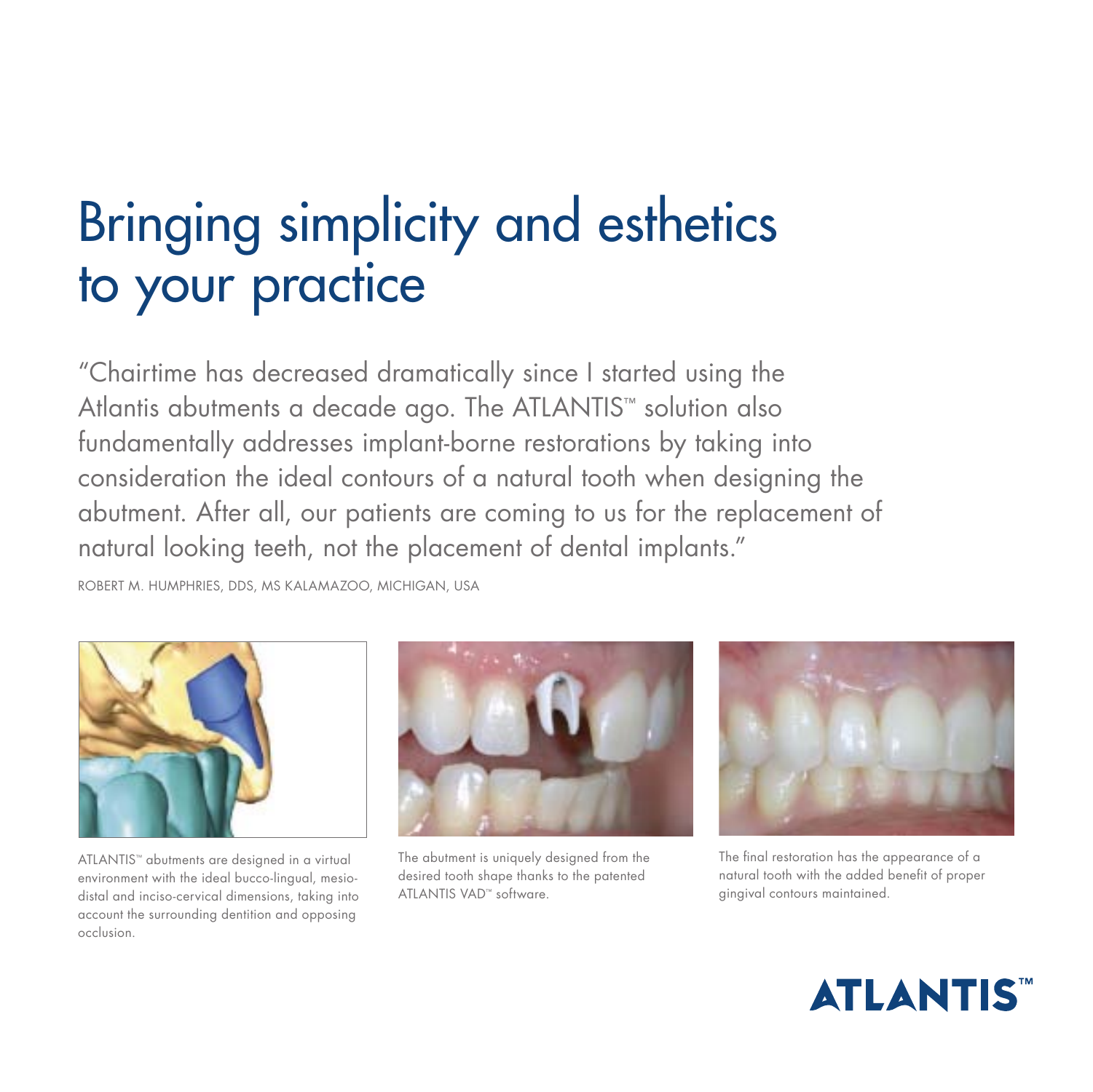# Bringing simplicity and esthetics to your practice

"Chairtime has decreased dramatically since I started using the Atlantis abutments a decade ago. The ATLANTIS™ solution also fundamentally addresses implant-borne restorations by taking into consideration the ideal contours of a natural tooth when designing the abutment. After all, our patients are coming to us for the replacement of natural looking teeth, not the placement of dental implants."

ROBERT M. HUMPHRIES, DDS, MS KALAMAZOO, MICHIGAN, USA

ATLANTIS™ abutments are designed in a virtual environment with the ideal bucco-lingual, mesio-distal and inciso-cervical dimensions, taking into account the surrounding dentition and opposing occlusion.

The abutment is uniquely designed from the desired tooth shape thanks to the patented ATLANTIS VAD™ software.

The final restoration has the appearance of a natural tooth with the added benefit of proper gingival contours maintained.

ATLANTIS™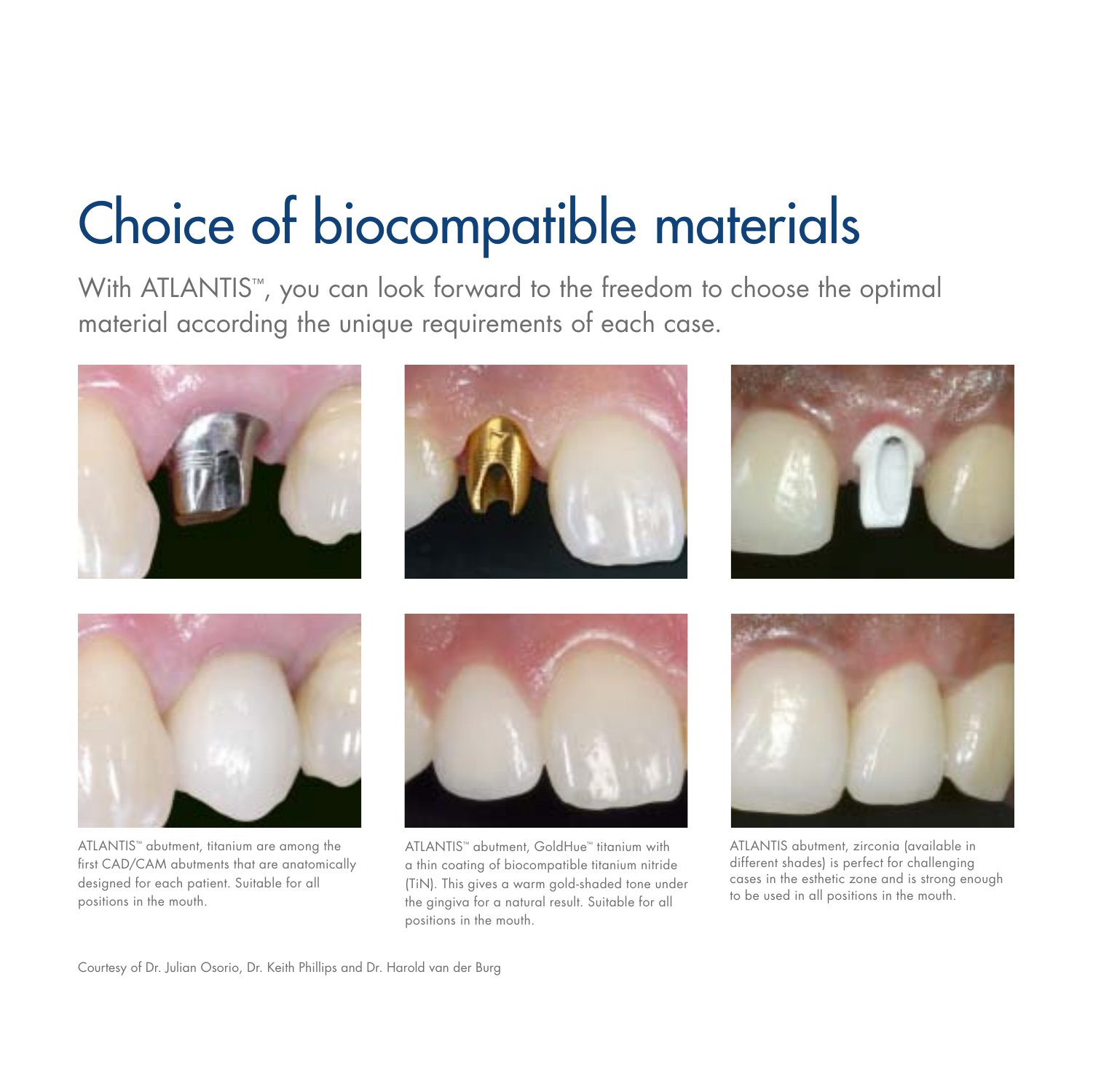# Choice of biocompatible materials

With ATLANTIS™, you can look forward to the freedom to choose the optimal material according the unique requirements of each case.

ATLANTIS™ abutment, titanium are among the first CAD/CAM abutments that are anatomically designed for each patient. Suitable for all positions in the mouth.

ATLANTIS™ abutment, GoldHue™ titanium with a thin coating of biocompatible titanium nitride (TiN). This gives a warm gold-shaded tone under the gingiva for a natural result. Suitable for all positions in the mouth.

ATLANTIS abutment, zirconia (available in different shades) is perfect for challenging cases in the esthetic zone and is strong enough to be used in all positions in the mouth.

Courtesy of Dr. Julian Osorio, Dr. Keith Phillips and Dr. Harold van der Burg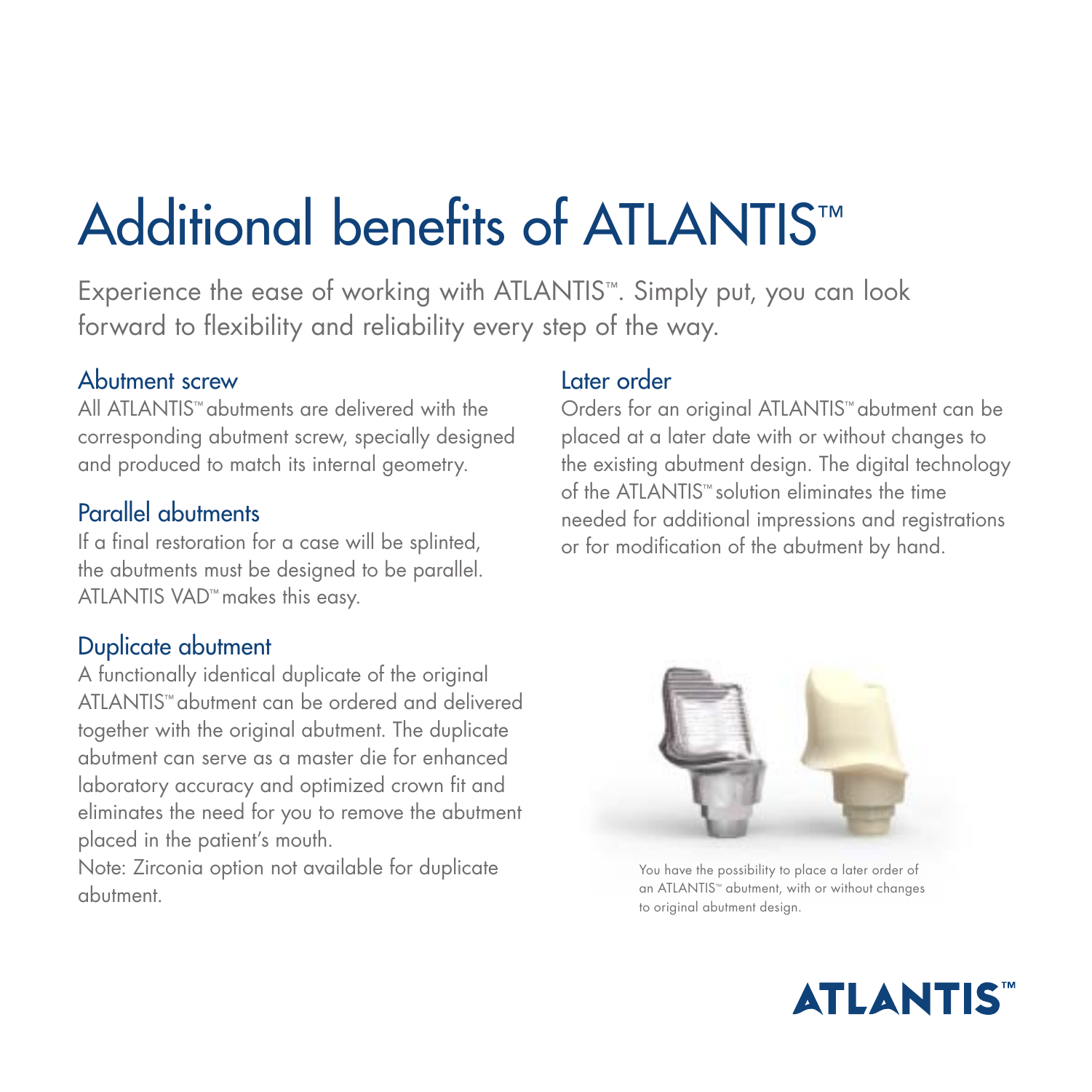# Additional benefits of ATLANTIS™

Experience the ease of working with ATLANTIS™. Simply put, you can look forward to flexibility and reliability every step of the way.

## Abutment screw

All ATLANTIS™ abutments are delivered with the corresponding abutment screw, specially designed and produced to match its internal geometry.

## Parallel abutments

If a final restoration for a case will be splinted, the abutments must be designed to be parallel. ATLANTIS VAD™ makes this easy.

## Duplicate abutment

A functionally identical duplicate of the original ATLANTIS™ abutment can be ordered and delivered together with the original abutment. The duplicate abutment can serve as a master die for enhanced laboratory accuracy and optimized crown fit and eliminates the need for you to remove the abutment placed in the patient's mouth.

Note: Zirconia option not available for duplicate abutment.

## Later order

Orders for an original ATLANTIS™ abutment can be placed at a later date with or without changes to the existing abutment design. The digital technology of the ATLANTIS™ solution eliminates the time needed for additional impressions and registrations or for modification of the abutment by hand.

You have the possibility to place a later order of an ATLANTIS™ abutment, with or without changes to original abutment design.

ATLANTIS™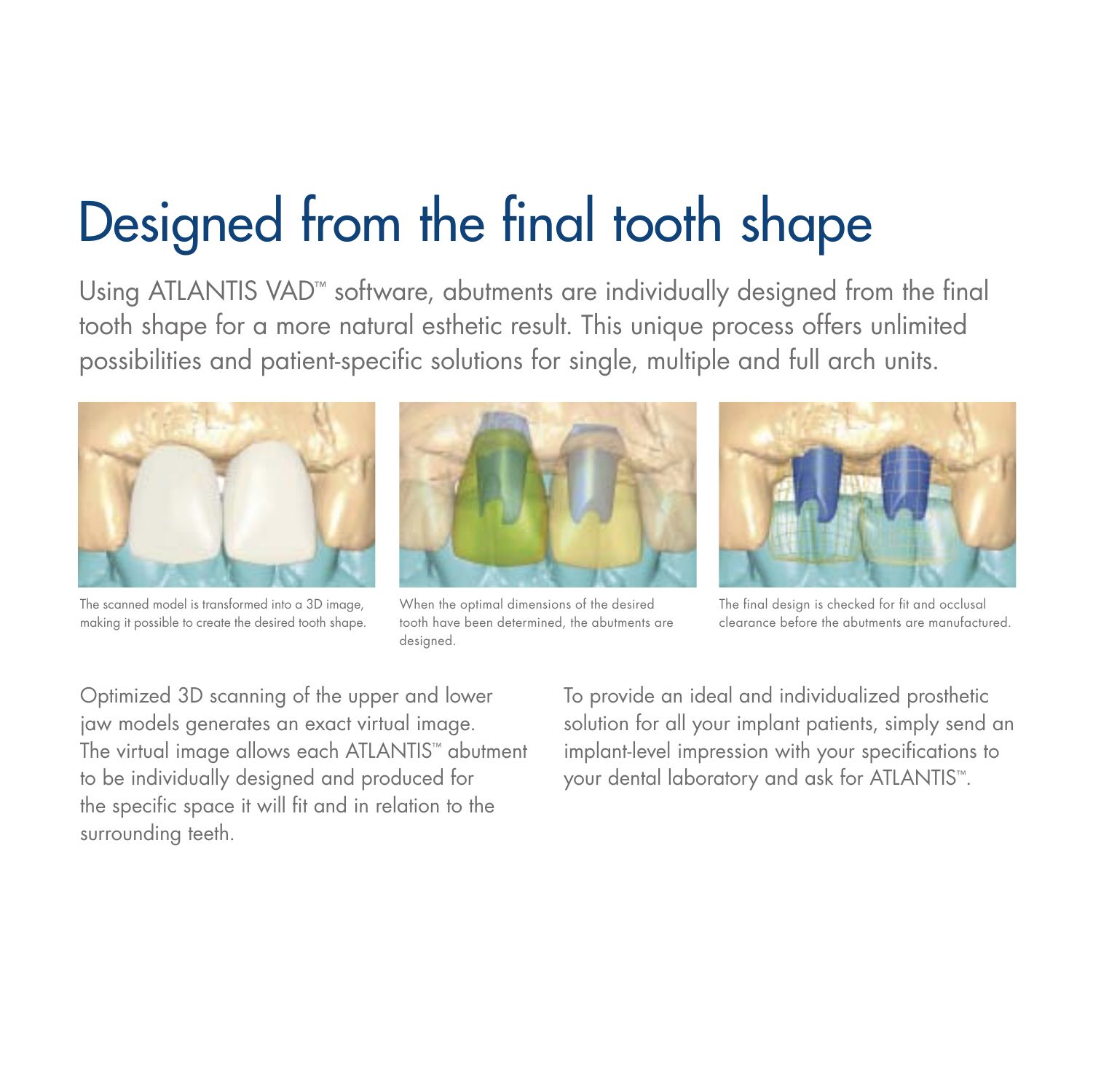# Designed from the final tooth shape

Using ATLANTIS VAD™ software, abutments are individually designed from the final tooth shape for a more natural esthetic result. This unique process offers unlimited possibilities and patient-specific solutions for single, multiple and full arch units.

The scanned model is transformed into a 3D image, making it possible to create the desired tooth shape.

When the optimal dimensions of the desired tooth have been determined, the abutments are designed.

The final design is checked for fit and occlusal clearance before the abutments are manufactured.

Optimized 3D scanning of the upper and lower jaw models generates an exact virtual image. The virtual image allows each ATLANTIS™ abutment to be individually designed and produced for the specific space it will fit and in relation to the surrounding teeth.

To provide an ideal and individualized prosthetic solution for all your implant patients, simply send an implant-level impression with your specifications to your dental laboratory and ask for ATLANTIS™.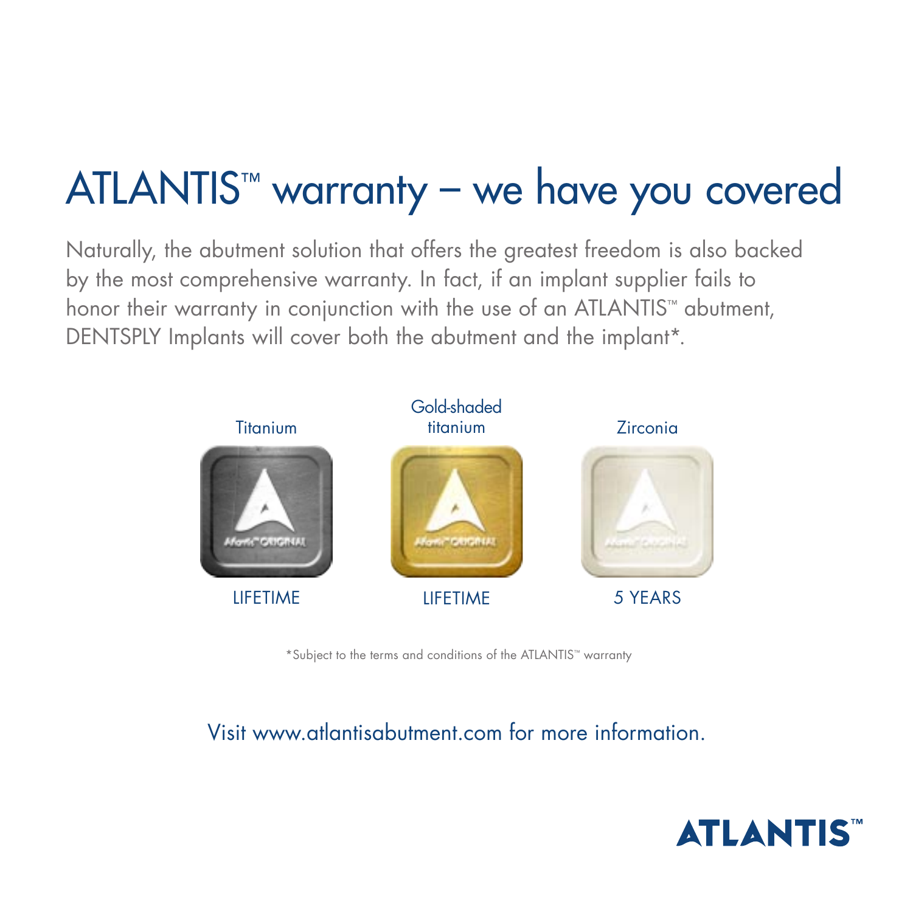# ATLANTIS™ warranty – we have you covered

Naturally, the abutment solution that offers the greatest freedom is also backed by the most comprehensive warranty. In fact, if an implant supplier fails to honor their warranty in conjunction with the use of an ATLANTIS™ abutment, DENTSPLY Implants will cover both the abutment and the implant*.

| Titanium | Gold-shaded titanium | Zirconia |
| --- | --- | --- |
| LIFETIME | LIFETIME | 5 YEARS |

*Subject to the terms and conditions of the ATLANTIS™ warranty

Visit www.atlantisabutment.com for more information.

ATLANTIS™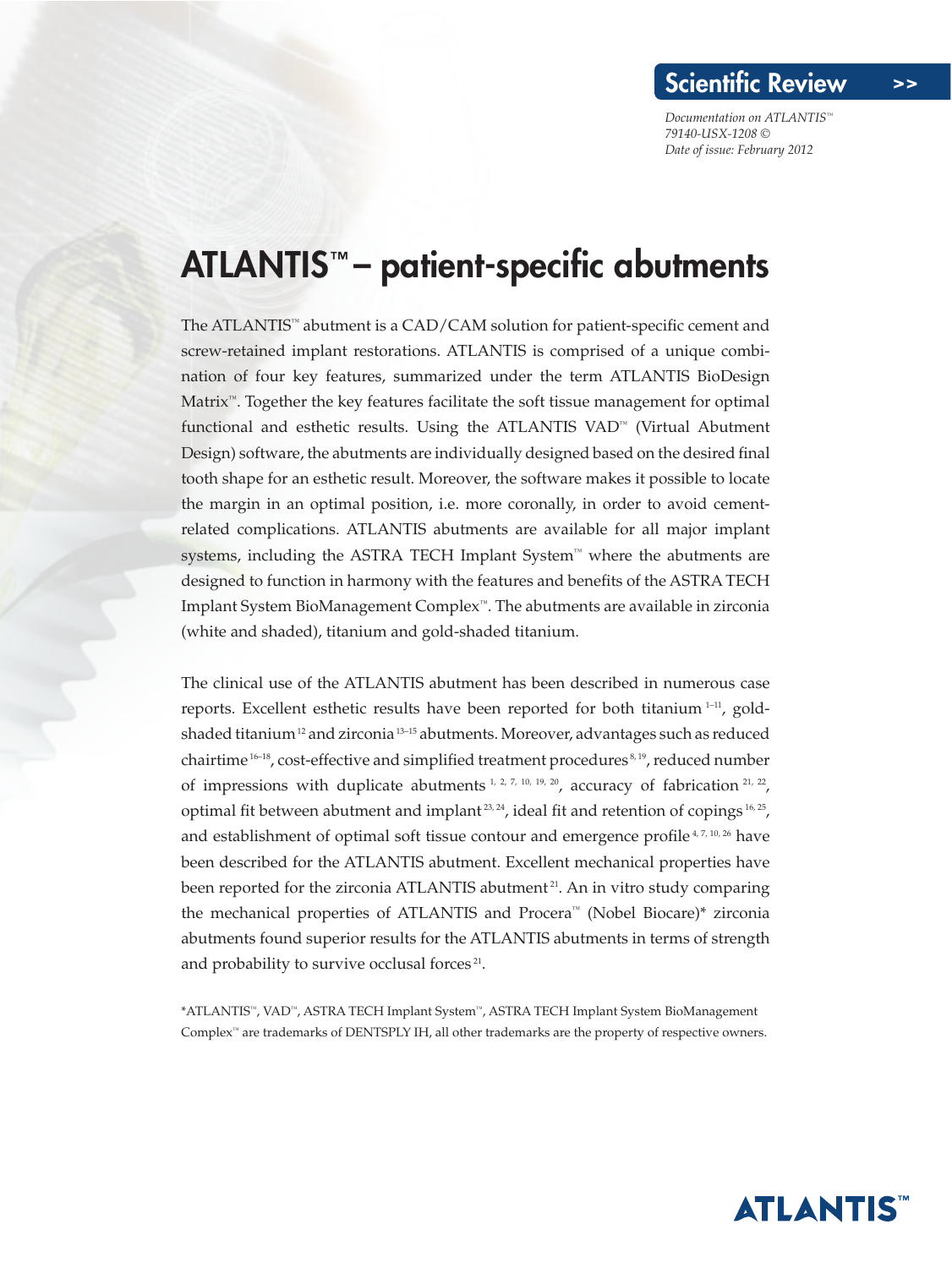**Scientific Review**

*Documentation on ATLANTIS™*
*79140-USX-1208 ©*
*Date of issue: February 2012*

# ATLANTIS™ – patient-specific abutments

The ATLANTIS™ abutment is a CAD/CAM solution for patient-specific cement and screw-retained implant restorations. ATLANTIS is comprised of a unique combination of four key features, summarized under the term ATLANTIS BioDesign Matrix™. Together the key features facilitate the soft tissue management for optimal functional and esthetic results. Using the ATLANTIS VAD™ (Virtual Abutment Design) software, the abutments are individually designed based on the desired final tooth shape for an esthetic result. Moreover, the software makes it possible to locate the margin in an optimal position, i.e. more coronally, in order to avoid cement-related complications. ATLANTIS abutments are available for all major implant systems, including the ASTRA TECH Implant System™ where the abutments are designed to function in harmony with the features and benefits of the ASTRA TECH Implant System BioManagement Complex™. The abutments are available in zirconia (white and shaded), titanium and gold-shaded titanium.

The clinical use of the ATLANTIS abutment has been described in numerous case reports. Excellent esthetic results have been reported for both titanium [1–11], gold-shaded titanium [12] and zirconia [13–15] abutments. Moreover, advantages such as reduced chairtime [16–18], cost-effective and simplified treatment procedures [8, 19], reduced number of impressions with duplicate abutments [1, 2, 7, 10, 19, 20], accuracy of fabrication [21, 22], optimal fit between abutment and implant [23, 24], ideal fit and retention of copings [16, 25], and establishment of optimal soft tissue contour and emergence profile [4, 7, 10, 26] have been described for the ATLANTIS abutment. Excellent mechanical properties have been reported for the zirconia ATLANTIS abutment [21]. An in vitro study comparing the mechanical properties of ATLANTIS and Procera™ (Nobel Biocare)* zirconia abutments found superior results for the ATLANTIS abutments in terms of strength and probability to survive occlusal forces [21].

*ATLANTIS™, VAD™, ASTRA TECH Implant System™, ASTRA TECH Implant System BioManagement Complex™ are trademarks of DENTSPLY IH, all other trademarks are the property of respective owners.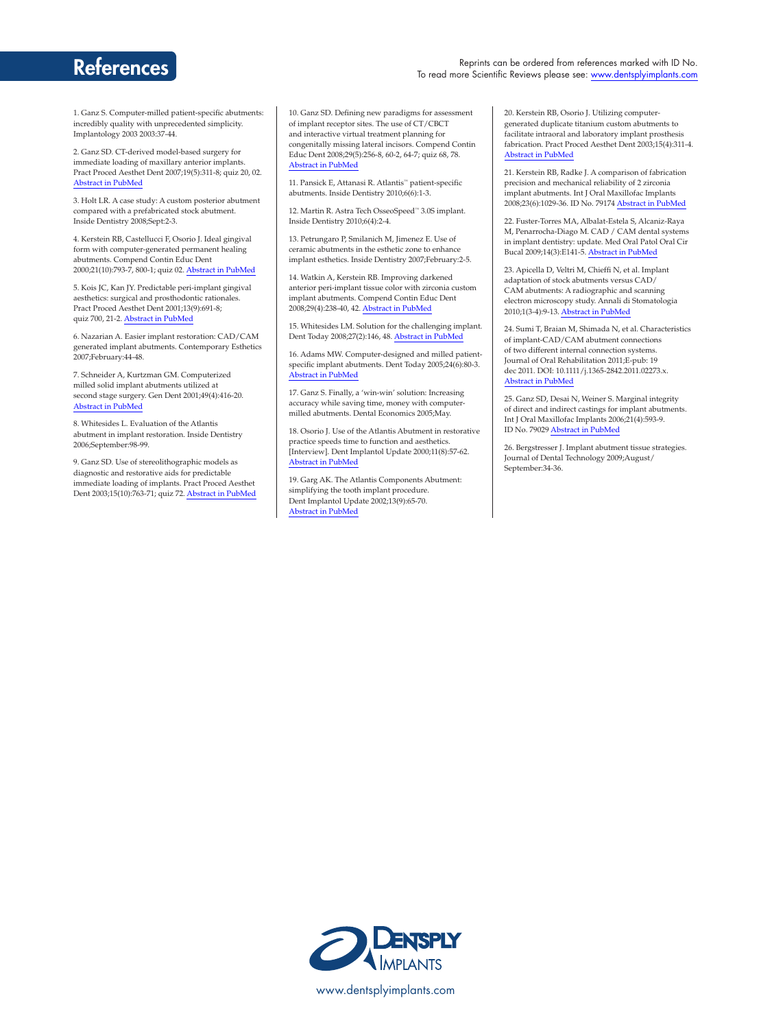# References

Reprints can be ordered from references marked with ID No.
To read more Scientific Reviews please see: www.dentsplyimplants.com

1. Ganz S. Computer-milled patient-specific abutments: incredibly quality with unprecedented simplicity. Implantology 2003 2003:37-44.

2. Ganz SD. CT-derived model-based surgery for immediate loading of maxillary anterior implants. Pract Proced Aesthet Dent 2007;19(5):311-8; quiz 20, 02. Abstract in PubMed

3. Holt LR. A case study: A custom posterior abutment compared with a prefabricated stock abutment. Inside Dentistry 2008;Sept:2-3.

4. Kerstein RB, Castellucci F, Osorio J. Ideal gingival form with computer-generated permanent healing abutments. Compend Contin Educ Dent 2000;21(10):793-7, 800-1; quiz 02. Abstract in PubMed

5. Kois JC, Kan JY. Predictable peri-implant gingival aesthetics: surgical and prosthodontic rationales. Pract Proced Aesthet Dent 2001;13(9):691-8; quiz 700, 21-2. Abstract in PubMed

6. Nazarian A. Easier implant restoration: CAD/CAM generated implant abutments. Contemporary Esthetics 2007;February:44-48.

7. Schneider A, Kurtzman GM. Computerized milled solid implant abutments utilized at second stage surgery. Gen Dent 2001;49(4):416-20. Abstract in PubMed

8. Whitesides L. Evaluation of the Atlantis abutment in implant restoration. Inside Dentistry 2006;September:98-99.

9. Ganz SD. Use of stereolithographic models as diagnostic and restorative aids for predictable immediate loading of implants. Pract Proced Aesthet Dent 2003;15(10):763-71; quiz 72. Abstract in PubMed

10. Ganz SD. Defining new paradigms for assessment of implant receptor sites. The use of CT/CBCT and interactive virtual treatment planning for congenitally missing lateral incisors. Compend Contin Educ Dent 2008;29(5):256-8, 60-2, 64-7; quiz 68, 78. Abstract in PubMed

11. Pansick E, Attanasi R. Atlantis™ patient-specific abutments. Inside Dentistry 2010;6(6):1-3.

12. Martin R. Astra Tech OsseoSpeed™ 3.0S implant. Inside Dentistry 2010;6(4):2-4.

13. Petrungaro P, Smilanich M, Jimenez E. Use of ceramic abutments in the esthetic zone to enhance implant esthetics. Inside Dentistry 2007;February:2-5.

14. Watkin A, Kerstein RB. Improving darkened anterior peri-implant tissue color with zirconia custom implant abutments. Compend Contin Educ Dent 2008;29(4):238-40, 42. Abstract in PubMed

15. Whitesides LM. Solution for the challenging implant. Dent Today 2008;27(2):146, 48. Abstract in PubMed

16. Adams MW. Computer-designed and milled patient-specific implant abutments. Dent Today 2005;24(6):80-3. Abstract in PubMed

17. Ganz S. Finally, a 'win-win' solution: Increasing accuracy while saving time, money with computer-milled abutments. Dental Economics 2005;May.

18. Osorio J. Use of the Atlantis Abutment in restorative practice speeds time to function and aesthetics. [Interview]. Dent Implantol Update 2000;11(8):57-62. Abstract in PubMed

19. Garg AK. The Atlantis Components Abutment: simplifying the tooth implant procedure. Dent Implantol Update 2002;13(9):65-70. Abstract in PubMed

20. Kerstein RB, Osorio J. Utilizing computer-generated duplicate titanium custom abutments to facilitate intraoral and laboratory implant prosthesis fabrication. Pract Proced Aesthet Dent 2003;15(4):311-4. Abstract in PubMed

21. Kerstein RB, Radke J. A comparison of fabrication precision and mechanical reliability of 2 zirconia implant abutments. Int J Oral Maxillofac Implants 2008;23(6):1029-36. ID No. 79174 Abstract in PubMed

22. Fuster-Torres MA, Albalat-Estela S, Alcaniz-Raya M, Penarrocha-Diago M. CAD / CAM dental systems in implant dentistry: update. Med Oral Patol Oral Cir Bucal 2009;14(3):E141-5. Abstract in PubMed

23. Apicella D, Veltri M, Chieffi N, et al. Implant adaptation of stock abutments versus CAD/CAM abutments: A radiographic and scanning electron microscopy study. Annali di Stomatologia 2010;1(3-4):9-13. Abstract in PubMed

24. Sumi T, Braian M, Shimada N, et al. Characteristics of implant-CAD/CAM abutment connections of two different internal connection systems. Journal of Oral Rehabilitation 2011;E-pub: 19 dec 2011. DOI: 10.1111/j.1365-2842.2011.02273.x. Abstract in PubMed

25. Ganz SD, Desai N, Weiner S. Marginal integrity of direct and indirect castings for implant abutments. Int J Oral Maxillofac Implants 2006;21(4):593-9. ID No. 79029 Abstract in PubMed

26. Bergstresser J. Implant abutment tissue strategies. Journal of Dental Technology 2009;August/September:34-36.

DENTSPLY IMPLANTS

www.dentsplyimplants.com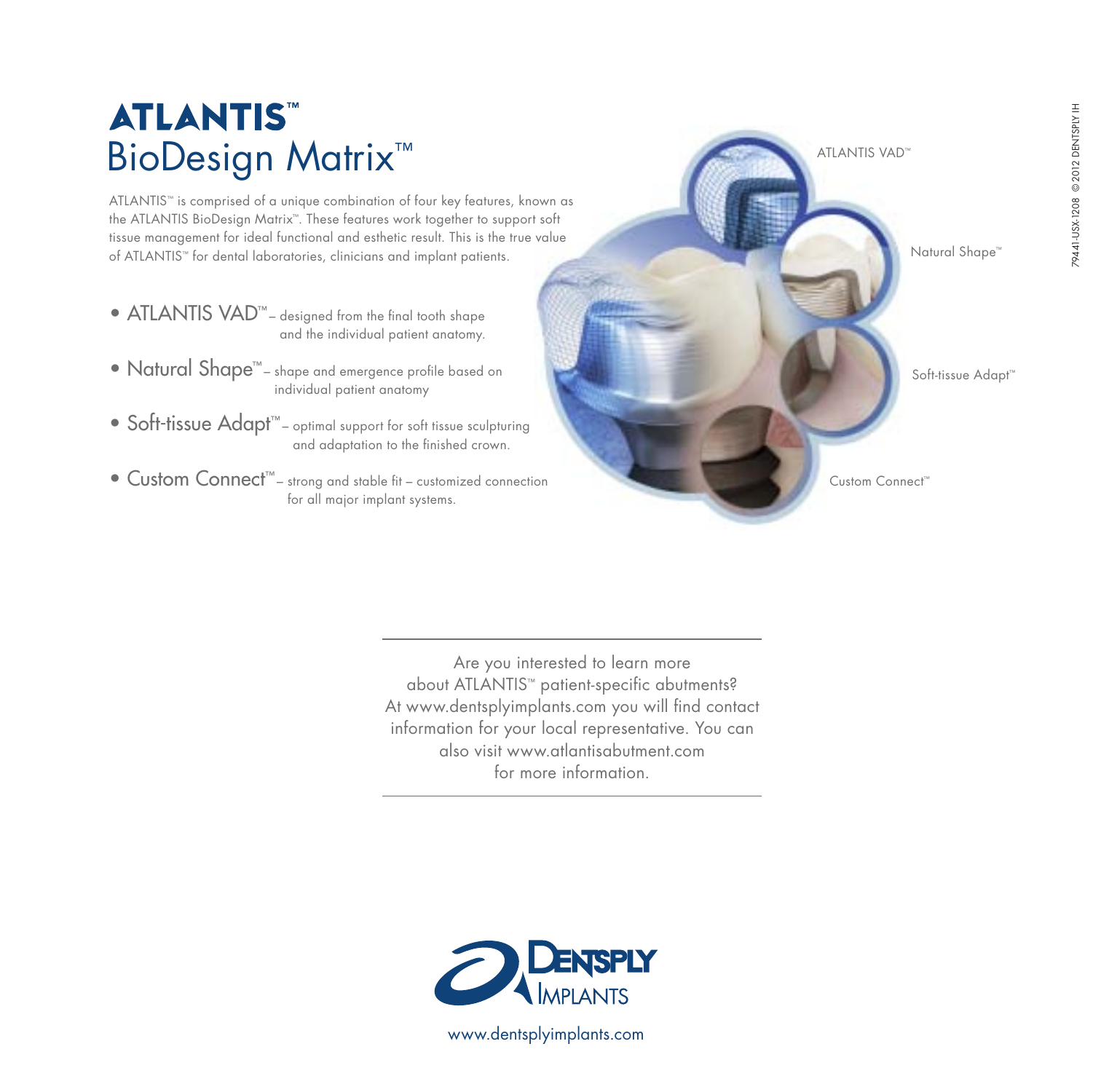# ATLANTIS™
## BioDesign Matrix™

ATLANTIS™ is comprised of a unique combination of four key features, known as the ATLANTIS BioDesign Matrix™. These features work together to support soft tissue management for ideal functional and esthetic result. This is the true value of ATLANTIS™ for dental laboratories, clinicians and implant patients.

- ATLANTIS VAD™ – designed from the final tooth shape and the individual patient anatomy.
- Natural Shape™ – shape and emergence profile based on individual patient anatomy
- Soft-tissue Adapt™ – optimal support for soft tissue sculpturing and adaptation to the finished crown.
- Custom Connect™ – strong and stable fit – customized connection for all major implant systems.

ATLANTIS VAD™

Natural Shape™

Soft-tissue Adapt™

Custom Connect™

---

Are you interested to learn more about ATLANTIS™ patient-specific abutments? At www.dentsplyimplants.com you will find contact information for your local representative. You can also visit www.atlantisabutment.com for more information.

---

DENTSPLY IMPLANTS

www.dentsplyimplants.com

79441-USX-1208 © 2012 DENTSPLY IH